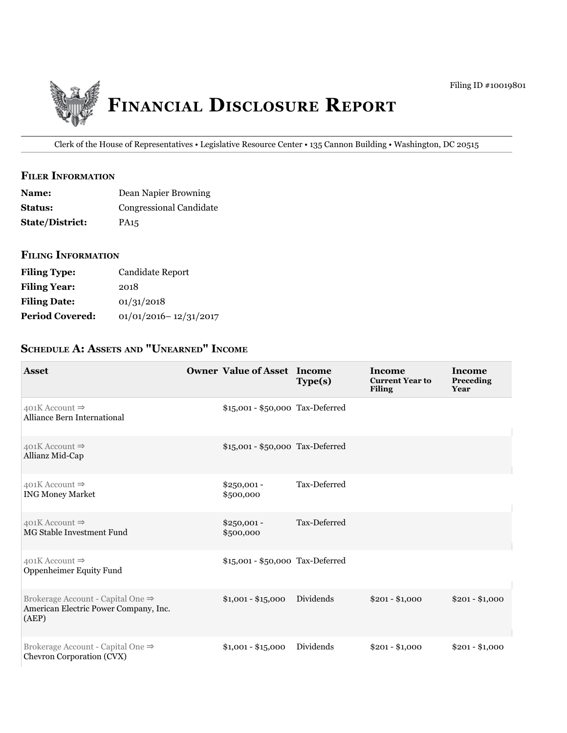Filing ID #10019801

# Financial Disclosure Report

Clerk of the House of Representatives • Legislative Resource Center • 135 Cannon Building • Washington, DC 20515

## Filer Information

**Name:** Dean Napier Browning

**Status:** Congressional Candidate

**State/District:** PA15

## Filing Information

**Filing Type:** Candidate Report

**Filing Year:** 2018

**Filing Date:** 01/31/2018

**Period Covered:** 01/01/2016– 12/31/2017

## Schedule A: Assets and "Unearned" Income

| Asset | Owner | Value of Asset | Income Type(s) | Income Current Year to Filing | Income Preceding Year |
|---|---|---|---|---|---|
| 401K Account ⇒ Alliance Bern International | | $15,001 - $50,000 | Tax-Deferred | | |
| 401K Account ⇒ Allianz Mid-Cap | | $15,001 - $50,000 | Tax-Deferred | | |
| 401K Account ⇒ ING Money Market | | $250,001 - $500,000 | Tax-Deferred | | |
| 401K Account ⇒ MG Stable Investment Fund | | $250,001 - $500,000 | Tax-Deferred | | |
| 401K Account ⇒ Oppenheimer Equity Fund | | $15,001 - $50,000 | Tax-Deferred | | |
| Brokerage Account - Capital One ⇒ American Electric Power Company, Inc. (AEP) | | $1,001 - $15,000 | Dividends | $201 - $1,000 | $201 - $1,000 |
| Brokerage Account - Capital One ⇒ Chevron Corporation (CVX) | | $1,001 - $15,000 | Dividends | $201 - $1,000 | $201 - $1,000 |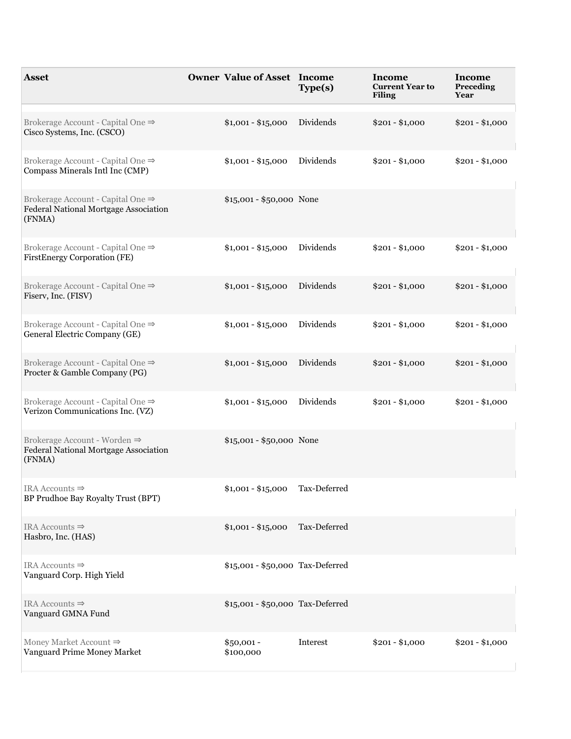| Asset | Owner | Value of Asset | Income Type(s) | Income Current Year to Filing | Income Preceding Year |
|---|---|---|---|---|---|
| Brokerage Account - Capital One ⇒ Cisco Systems, Inc. (CSCO) | | $1,001 - $15,000 | Dividends | $201 - $1,000 | $201 - $1,000 |
| Brokerage Account - Capital One ⇒ Compass Minerals Intl Inc (CMP) | | $1,001 - $15,000 | Dividends | $201 - $1,000 | $201 - $1,000 |
| Brokerage Account - Capital One ⇒ Federal National Mortgage Association (FNMA) | | $15,001 - $50,000 | None | | |
| Brokerage Account - Capital One ⇒ FirstEnergy Corporation (FE) | | $1,001 - $15,000 | Dividends | $201 - $1,000 | $201 - $1,000 |
| Brokerage Account - Capital One ⇒ Fiserv, Inc. (FISV) | | $1,001 - $15,000 | Dividends | $201 - $1,000 | $201 - $1,000 |
| Brokerage Account - Capital One ⇒ General Electric Company (GE) | | $1,001 - $15,000 | Dividends | $201 - $1,000 | $201 - $1,000 |
| Brokerage Account - Capital One ⇒ Procter & Gamble Company (PG) | | $1,001 - $15,000 | Dividends | $201 - $1,000 | $201 - $1,000 |
| Brokerage Account - Capital One ⇒ Verizon Communications Inc. (VZ) | | $1,001 - $15,000 | Dividends | $201 - $1,000 | $201 - $1,000 |
| Brokerage Account - Worden ⇒ Federal National Mortgage Association (FNMA) | | $15,001 - $50,000 | None | | |
| IRA Accounts ⇒ BP Prudhoe Bay Royalty Trust (BPT) | | $1,001 - $15,000 | Tax-Deferred | | |
| IRA Accounts ⇒ Hasbro, Inc. (HAS) | | $1,001 - $15,000 | Tax-Deferred | | |
| IRA Accounts ⇒ Vanguard Corp. High Yield | | $15,001 - $50,000 | Tax-Deferred | | |
| IRA Accounts ⇒ Vanguard GMNA Fund | | $15,001 - $50,000 | Tax-Deferred | | |
| Money Market Account ⇒ Vanguard Prime Money Market | | $50,001 - $100,000 | Interest | $201 - $1,000 | $201 - $1,000 |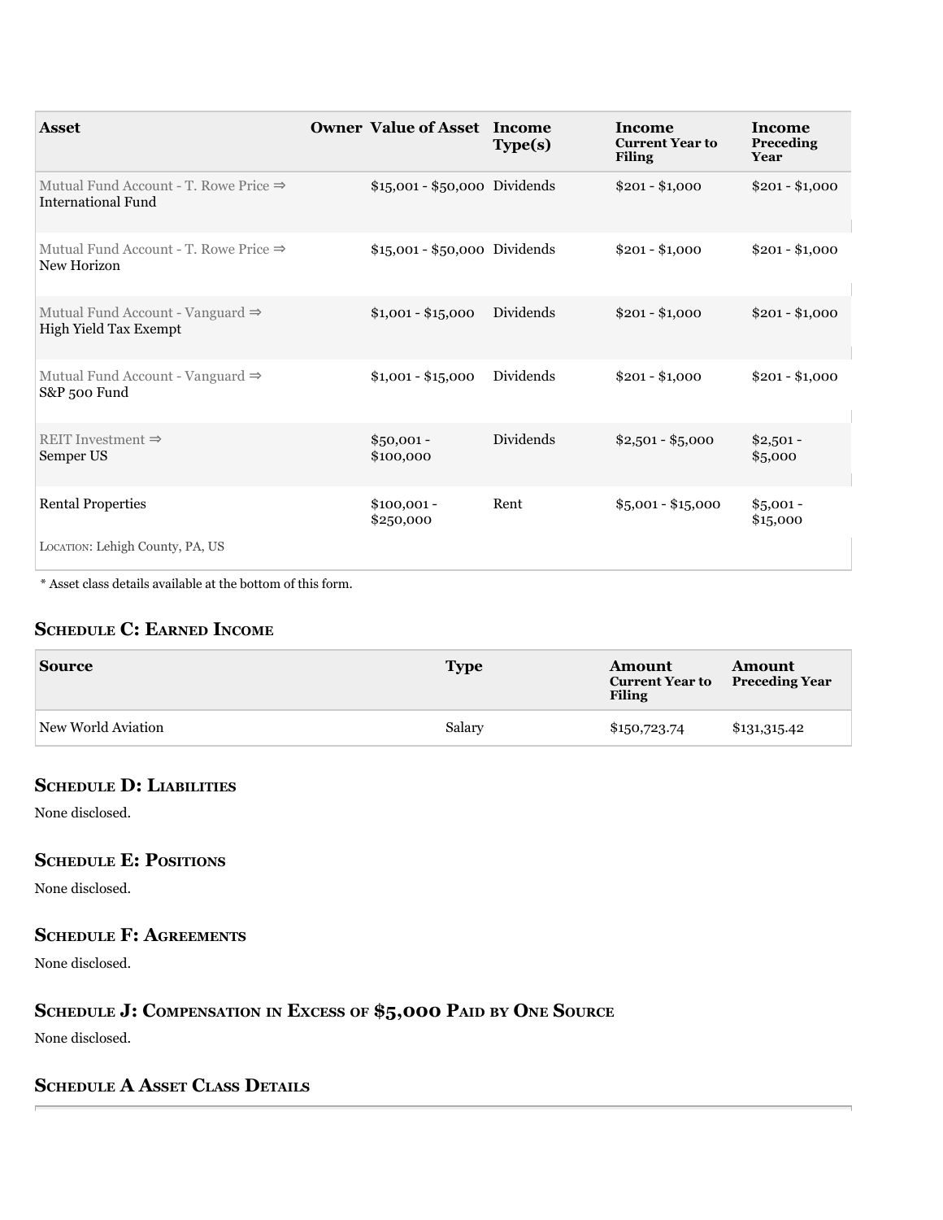| Asset | Owner | Value of Asset | Income Type(s) | Income Current Year to Filing | Income Preceding Year |
|---|---|---|---|---|---|
| Mutual Fund Account - T. Rowe Price ⇒ International Fund | | $15,001 - $50,000 | Dividends | $201 - $1,000 | $201 - $1,000 |
| Mutual Fund Account - T. Rowe Price ⇒ New Horizon | | $15,001 - $50,000 | Dividends | $201 - $1,000 | $201 - $1,000 |
| Mutual Fund Account - Vanguard ⇒ High Yield Tax Exempt | | $1,001 - $15,000 | Dividends | $201 - $1,000 | $201 - $1,000 |
| Mutual Fund Account - Vanguard ⇒ S&P 500 Fund | | $1,001 - $15,000 | Dividends | $201 - $1,000 | $201 - $1,000 |
| REIT Investment ⇒ Semper US | | $50,001 - $100,000 | Dividends | $2,501 - $5,000 | $2,501 - $5,000 |
| Rental Properties<br>LOCATION: Lehigh County, PA, US | | $100,001 - $250,000 | Rent | $5,001 - $15,000 | $5,001 - $15,000 |

* Asset class details available at the bottom of this form.

## Schedule C: Earned Income

| Source | Type | Amount Current Year to Filing | Amount Preceding Year |
|---|---|---|---|
| New World Aviation | Salary | $150,723.74 | $131,315.42 |

## Schedule D: Liabilities

None disclosed.

## Schedule E: Positions

None disclosed.

## Schedule F: Agreements

None disclosed.

## Schedule J: Compensation in Excess of $5,000 Paid by One Source

None disclosed.

## Schedule A Asset Class Details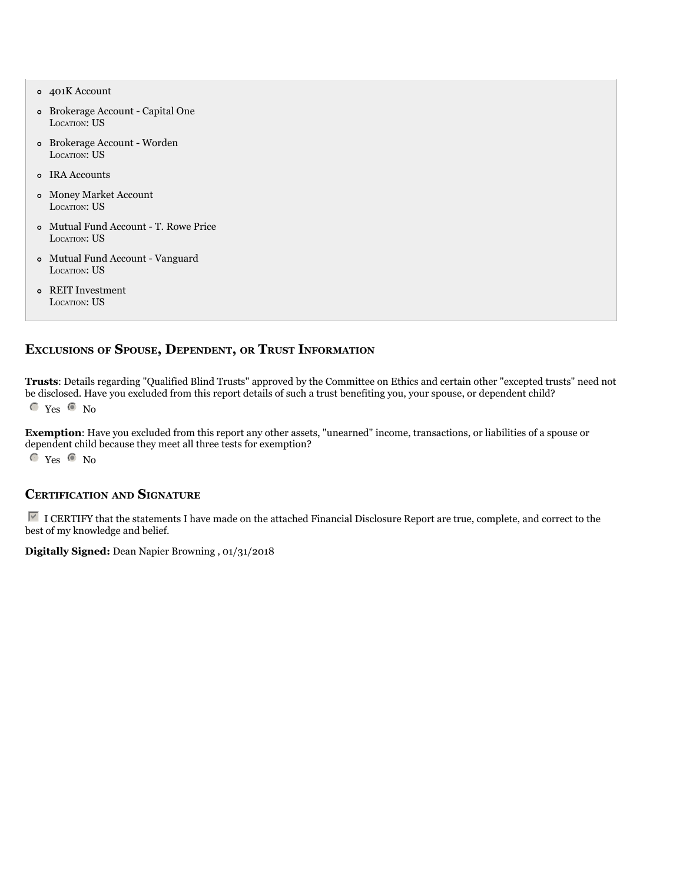- 401K Account
- Brokerage Account - Capital One
  Location: US
- Brokerage Account - Worden
  Location: US
- IRA Accounts
- Money Market Account
  Location: US
- Mutual Fund Account - T. Rowe Price
  Location: US
- Mutual Fund Account - Vanguard
  Location: US
- REIT Investment
  Location: US

## Exclusions of Spouse, Dependent, or Trust Information

**Trusts**: Details regarding "Qualified Blind Trusts" approved by the Committee on Ethics and certain other "excepted trusts" need not be disclosed. Have you excluded from this report details of such a trust benefiting you, your spouse, or dependent child?

○ Yes ● No

**Exemption**: Have you excluded from this report any other assets, "unearned" income, transactions, or liabilities of a spouse or dependent child because they meet all three tests for exemption?

○ Yes ● No

## Certification and Signature

☑ I CERTIFY that the statements I have made on the attached Financial Disclosure Report are true, complete, and correct to the best of my knowledge and belief.

**Digitally Signed:** Dean Napier Browning , 01/31/2018